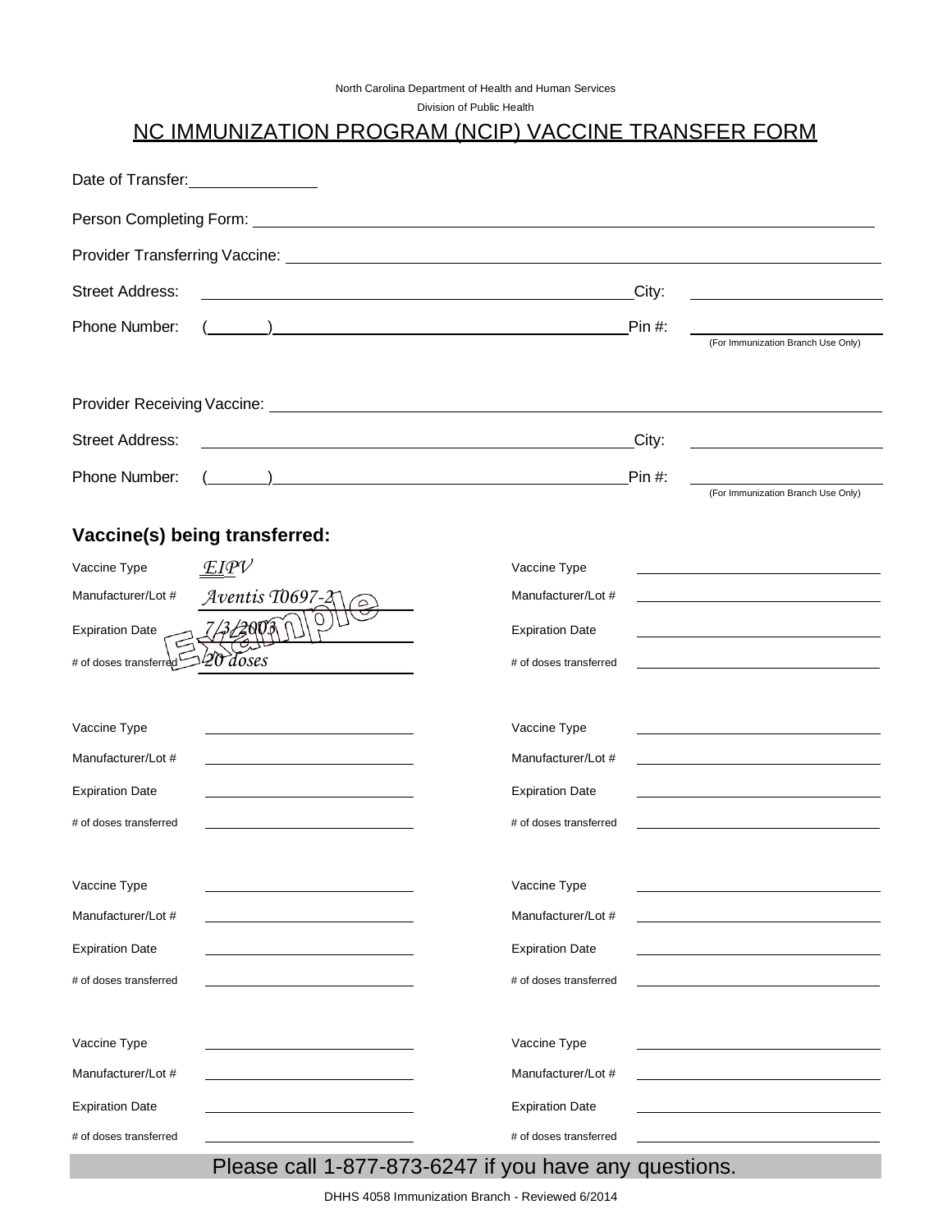North Carolina Department of Health and Human Services

Division of Public Health

# NC IMMUNIZATION PROGRAM (NCIP) VACCINE TRANSFER FORM

Date of Transfer: ______________

Person Completing Form: ______________________________________________

Provider Transferring Vaccine: ______________________________________________

Street Address: ______________________________________________ City: ______________

Phone Number: (______) ______________________________________ Pin #: ______________

(For Immunization Branch Use Only)

Provider Receiving Vaccine: ______________________________________________

Street Address: ______________________________________________ City: ______________

Phone Number: (______) ______________________________________ Pin #: ______________

(For Immunization Branch Use Only)

## Vaccine(s) being transferred:

| | | | |
|---|---|---|---|
| Vaccine Type | *EIPV* | Vaccine Type | |
| Manufacturer/Lot # | *Aventis T0697-2* | Manufacturer/Lot # | |
| Expiration Date | *7/3/2003* | Expiration Date | |
| # of doses transferred | *20 doses* | # of doses transferred | |

Example

| | | | |
|---|---|---|---|
| Vaccine Type | | Vaccine Type | |
| Manufacturer/Lot # | | Manufacturer/Lot # | |
| Expiration Date | | Expiration Date | |
| # of doses transferred | | # of doses transferred | |

| | | | |
|---|---|---|---|
| Vaccine Type | | Vaccine Type | |
| Manufacturer/Lot # | | Manufacturer/Lot # | |
| Expiration Date | | Expiration Date | |
| # of doses transferred | | # of doses transferred | |

| | | | |
|---|---|---|---|
| Vaccine Type | | Vaccine Type | |
| Manufacturer/Lot # | | Manufacturer/Lot # | |
| Expiration Date | | Expiration Date | |
| # of doses transferred | | # of doses transferred | |

Please call 1-877-873-6247 if you have any questions.

DHHS 4058 Immunization Branch - Reviewed 6/2014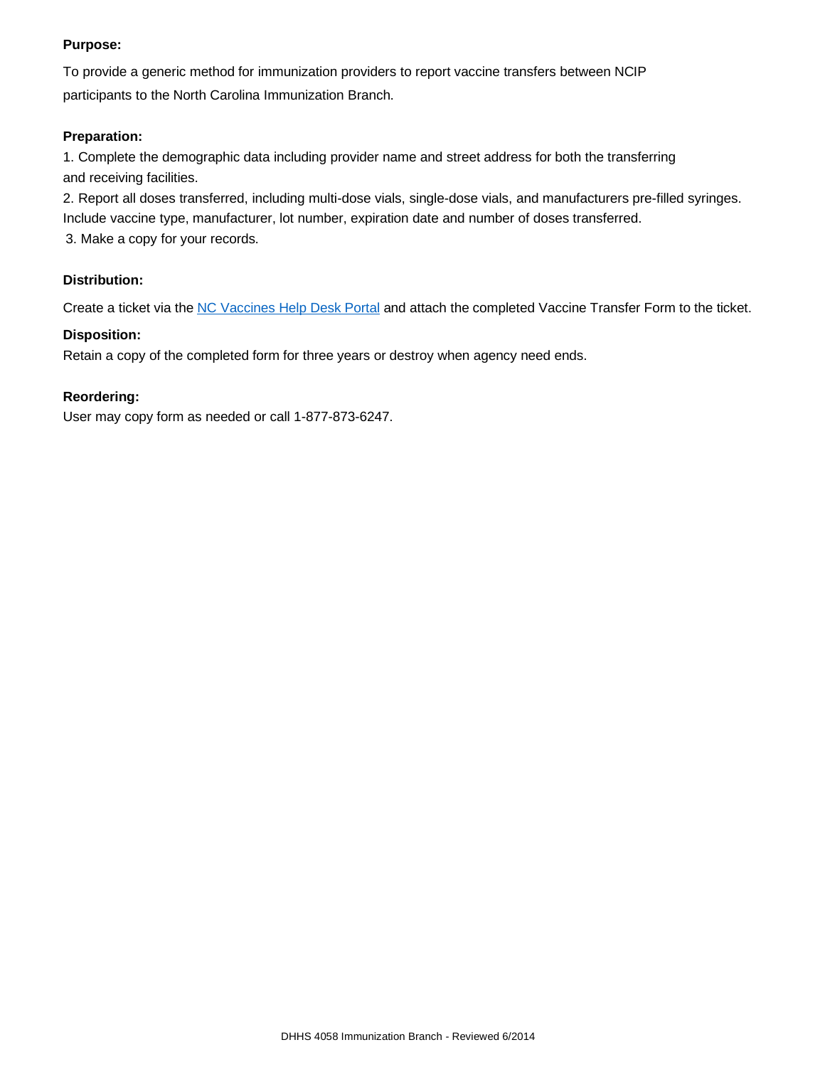**Purpose:**

To provide a generic method for immunization providers to report vaccine transfers between NCIP participants to the North Carolina Immunization Branch.

**Preparation:**

1. Complete the demographic data including provider name and street address for both the transferring and receiving facilities.
2. Report all doses transferred, including multi-dose vials, single-dose vials, and manufacturers pre-filled syringes. Include vaccine type, manufacturer, lot number, expiration date and number of doses transferred.
3. Make a copy for your records.

**Distribution:**

Create a ticket via the NC Vaccines Help Desk Portal and attach the completed Vaccine Transfer Form to the ticket.

**Disposition:**

Retain a copy of the completed form for three years or destroy when agency need ends.

**Reordering:**

User may copy form as needed or call 1-877-873-6247.

DHHS 4058 Immunization Branch - Reviewed 6/2014